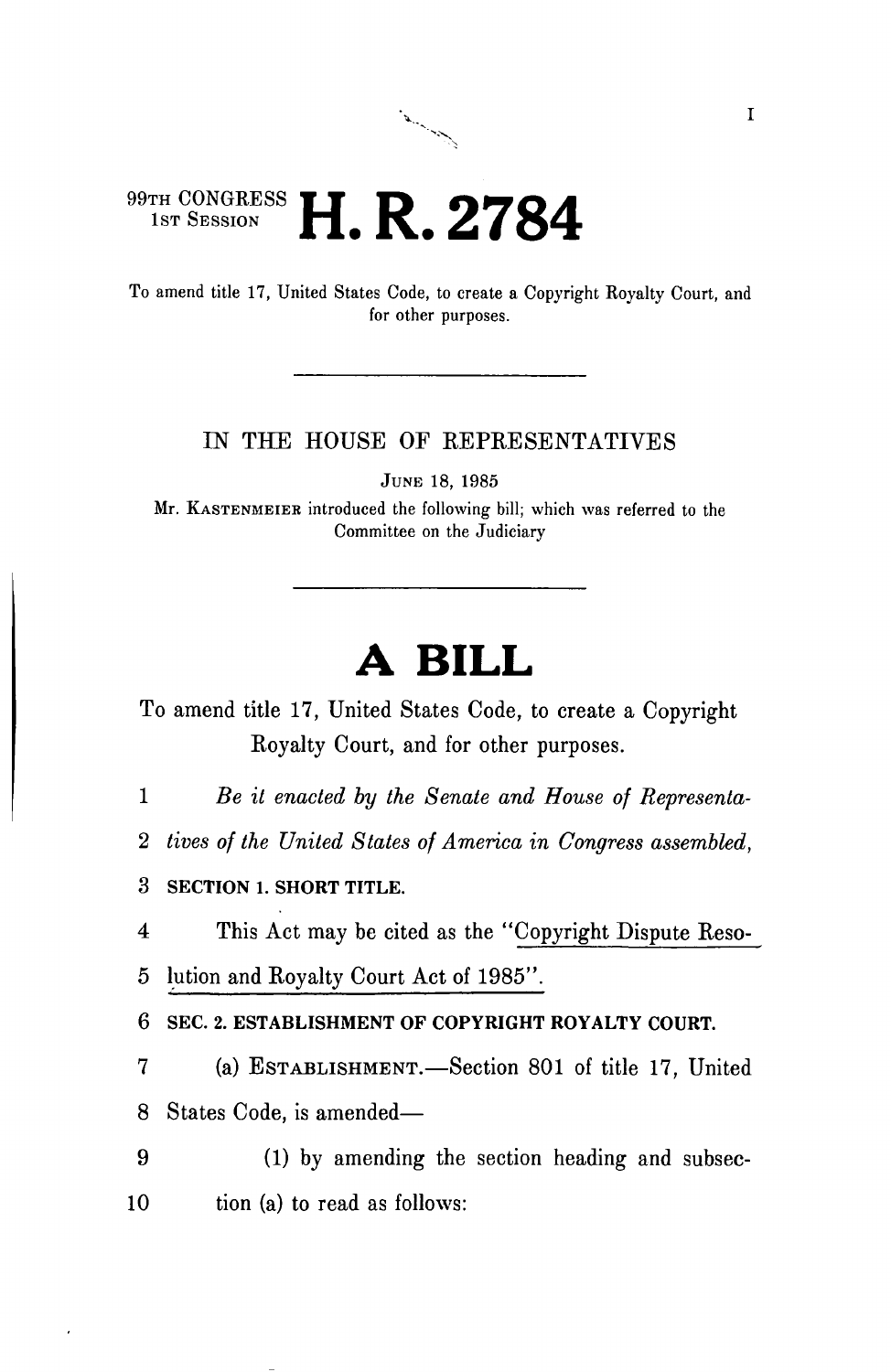99TH CONGRESS
1ST SESSION

# H. R. 2784

To amend title 17, United States Code, to create a Copyright Royalty Court, and for other purposes.

---

IN THE HOUSE OF REPRESENTATIVES

JUNE 18, 1985

Mr. KASTENMEIER introduced the following bill; which was referred to the Committee on the Judiciary

---

# A BILL

To amend title 17, United States Code, to create a Copyright Royalty Court, and for other purposes.

1 *Be it enacted by the Senate and House of Representa-*
2 *tives of the United States of America in Congress assembled,*

3 **SECTION 1. SHORT TITLE.**

4 This Act may be cited as the "Copyright Dispute Reso-
5 lution and Royalty Court Act of 1985".

6 **SEC. 2. ESTABLISHMENT OF COPYRIGHT ROYALTY COURT.**

7 (a) ESTABLISHMENT.—Section 801 of title 17, United
8 States Code, is amended—

9 (1) by amending the section heading and subsec-
10 tion (a) to read as follows: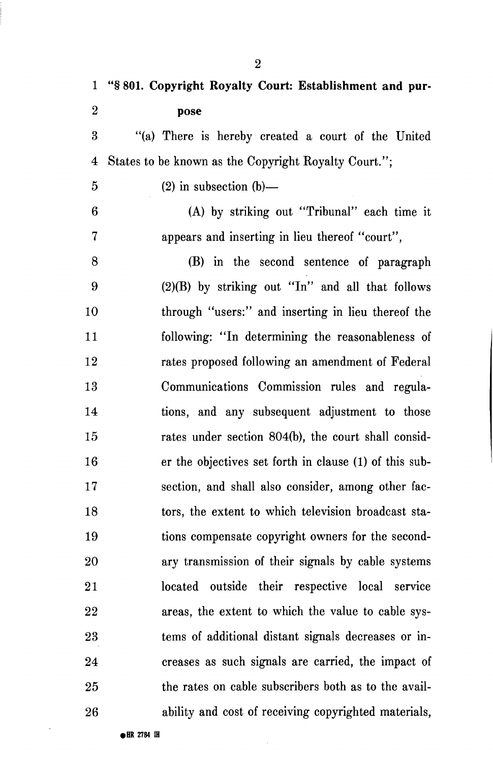**"§ 801. Copyright Royalty Court: Establishment and purpose**

"(a) There is hereby created a court of the United States to be known as the Copyright Royalty Court.";

(2) in subsection (b)—

(A) by striking out "Tribunal" each time it appears and inserting in lieu thereof "court",

(B) in the second sentence of paragraph (2)(B) by striking out "In" and all that follows through "users:" and inserting in lieu thereof the following: "In determining the reasonableness of rates proposed following an amendment of Federal Communications Commission rules and regulations, and any subsequent adjustment to those rates under section 804(b), the court shall consider the objectives set forth in clause (1) of this subsection, and shall also consider, among other factors, the extent to which television broadcast stations compensate copyright owners for the secondary transmission of their signals by cable systems located outside their respective local service areas, the extent to which the value to cable systems of additional distant signals decreases or increases as such signals are carried, the impact of the rates on cable subscribers both as to the availability and cost of receiving copyrighted materials,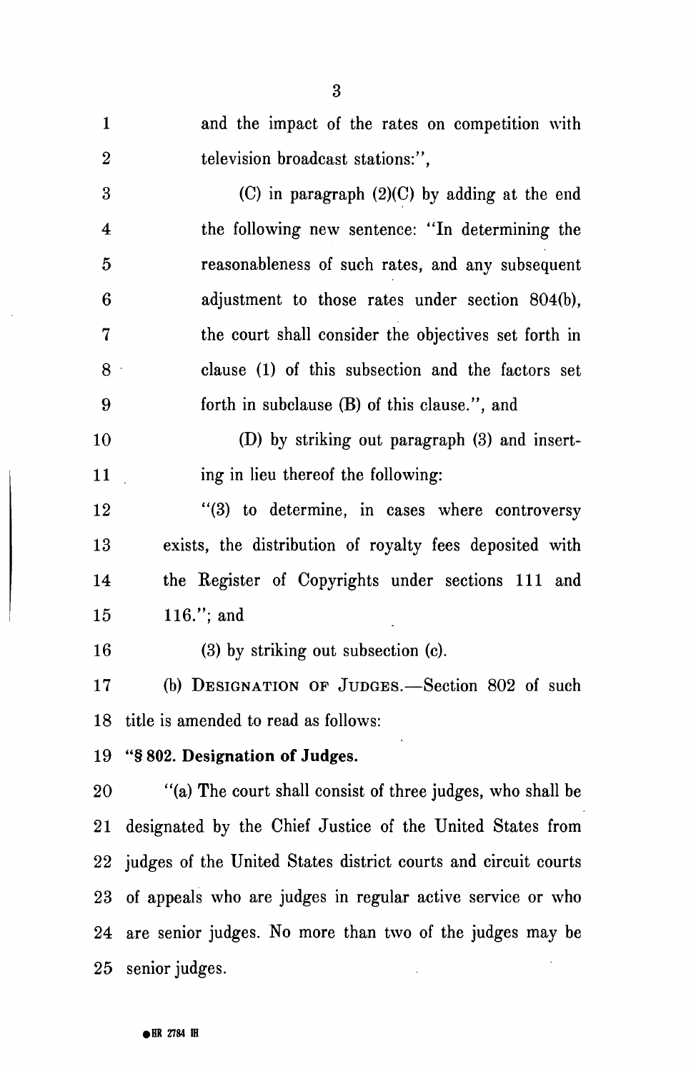and the impact of the rates on competition with television broadcast stations:",

(C) in paragraph (2)(C) by adding at the end the following new sentence: "In determining the reasonableness of such rates, and any subsequent adjustment to those rates under section 804(b), the court shall consider the objectives set forth in clause (1) of this subsection and the factors set forth in subclause (B) of this clause.", and

(D) by striking out paragraph (3) and inserting in lieu thereof the following:

"(3) to determine, in cases where controversy exists, the distribution of royalty fees deposited with the Register of Copyrights under sections 111 and 116."; and

(3) by striking out subsection (c).

(b) DESIGNATION OF JUDGES.—Section 802 of such title is amended to read as follows:

**"§ 802. Designation of Judges.**

"(a) The court shall consist of three judges, who shall be designated by the Chief Justice of the United States from judges of the United States district courts and circuit courts of appeals who are judges in regular active service or who are senior judges. No more than two of the judges may be senior judges.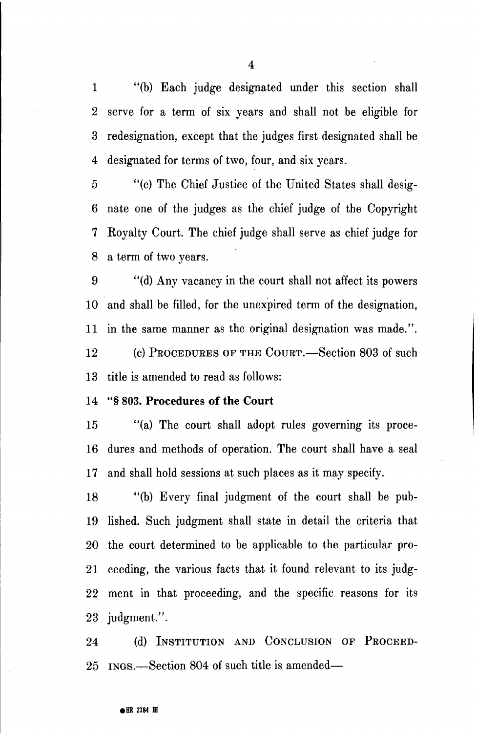"(b) Each judge designated under this section shall serve for a term of six years and shall not be eligible for redesignation, except that the judges first designated shall be designated for terms of two, four, and six years.

"(c) The Chief Justice of the United States shall designate one of the judges as the chief judge of the Copyright Royalty Court. The chief judge shall serve as chief judge for a term of two years.

"(d) Any vacancy in the court shall not affect its powers and shall be filled, for the unexpired term of the designation, in the same manner as the original designation was made.".

(c) PROCEDURES OF THE COURT.—Section 803 of such title is amended to read as follows:

**"§ 803. Procedures of the Court**

"(a) The court shall adopt rules governing its procedures and methods of operation. The court shall have a seal and shall hold sessions at such places as it may specify.

"(b) Every final judgment of the court shall be published. Such judgment shall state in detail the criteria that the court determined to be applicable to the particular proceeding, the various facts that it found relevant to its judgment in that proceeding, and the specific reasons for its judgment.".

(d) INSTITUTION AND CONCLUSION OF PROCEEDINGS.—Section 804 of such title is amended—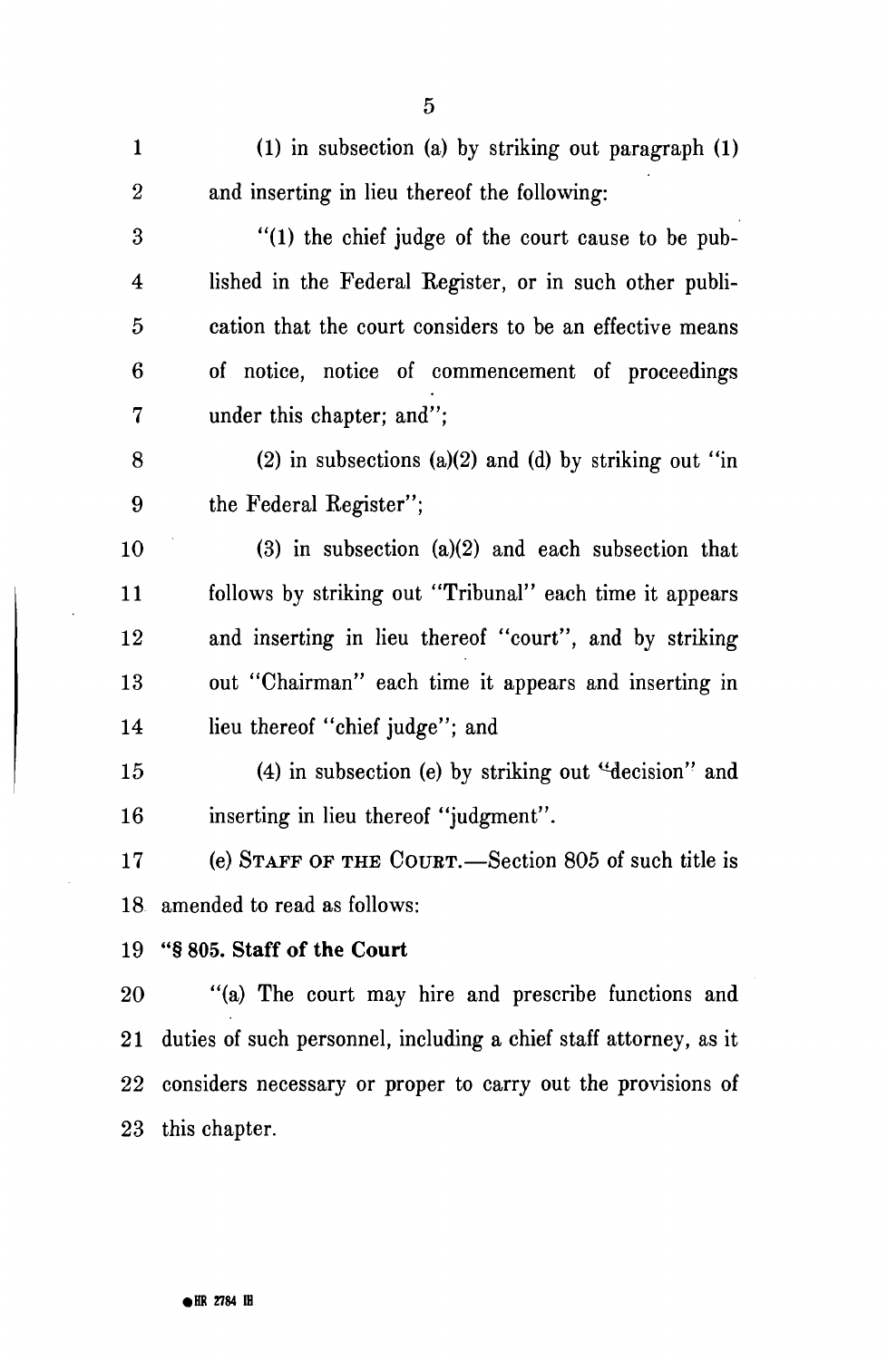(1) in subsection (a) by striking out paragraph (1) and inserting in lieu thereof the following:

"(1) the chief judge of the court cause to be published in the Federal Register, or in such other publication that the court considers to be an effective means of notice, notice of commencement of proceedings under this chapter; and";

(2) in subsections (a)(2) and (d) by striking out "in the Federal Register";

(3) in subsection (a)(2) and each subsection that follows by striking out "Tribunal" each time it appears and inserting in lieu thereof "court", and by striking out "Chairman" each time it appears and inserting in lieu thereof "chief judge"; and

(4) in subsection (e) by striking out "decision" and inserting in lieu thereof "judgment".

(e) STAFF OF THE COURT.—Section 805 of such title is amended to read as follows:

**"§ 805. Staff of the Court**

"(a) The court may hire and prescribe functions and duties of such personnel, including a chief staff attorney, as it considers necessary or proper to carry out the provisions of this chapter.

•HR 2784 IH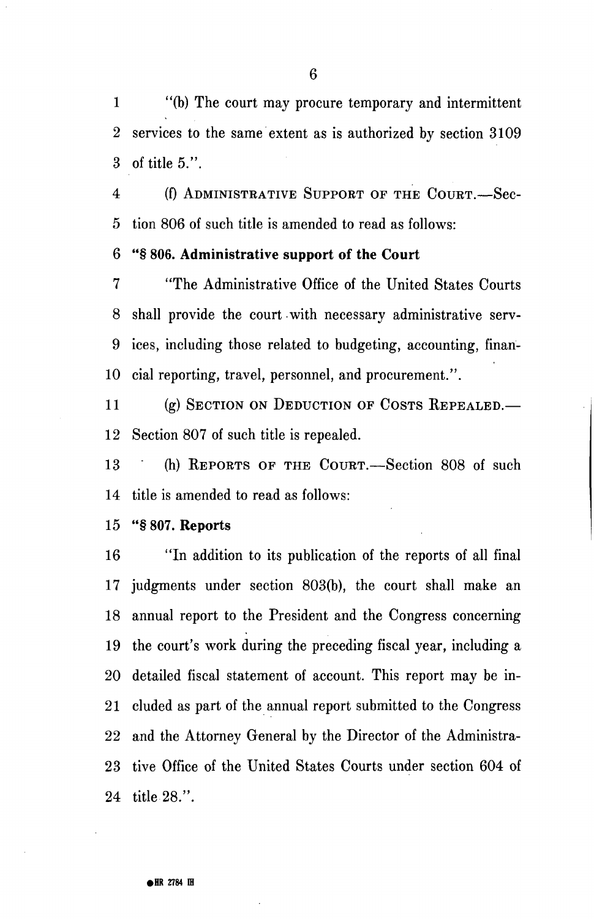"(b) The court may procure temporary and intermittent services to the same extent as is authorized by section 3109 of title 5.".

(f) ADMINISTRATIVE SUPPORT OF THE COURT.—Section 806 of such title is amended to read as follows:

**"§ 806. Administrative support of the Court**

"The Administrative Office of the United States Courts shall provide the court with necessary administrative services, including those related to budgeting, accounting, financial reporting, travel, personnel, and procurement.".

(g) SECTION ON DEDUCTION OF COSTS REPEALED.—Section 807 of such title is repealed.

(h) REPORTS OF THE COURT.—Section 808 of such title is amended to read as follows:

**"§ 807. Reports**

"In addition to its publication of the reports of all final judgments under section 803(b), the court shall make an annual report to the President and the Congress concerning the court's work during the preceding fiscal year, including a detailed fiscal statement of account. This report may be included as part of the annual report submitted to the Congress and the Attorney General by the Director of the Administrative Office of the United States Courts under section 604 of title 28.".

●HR 2784 IH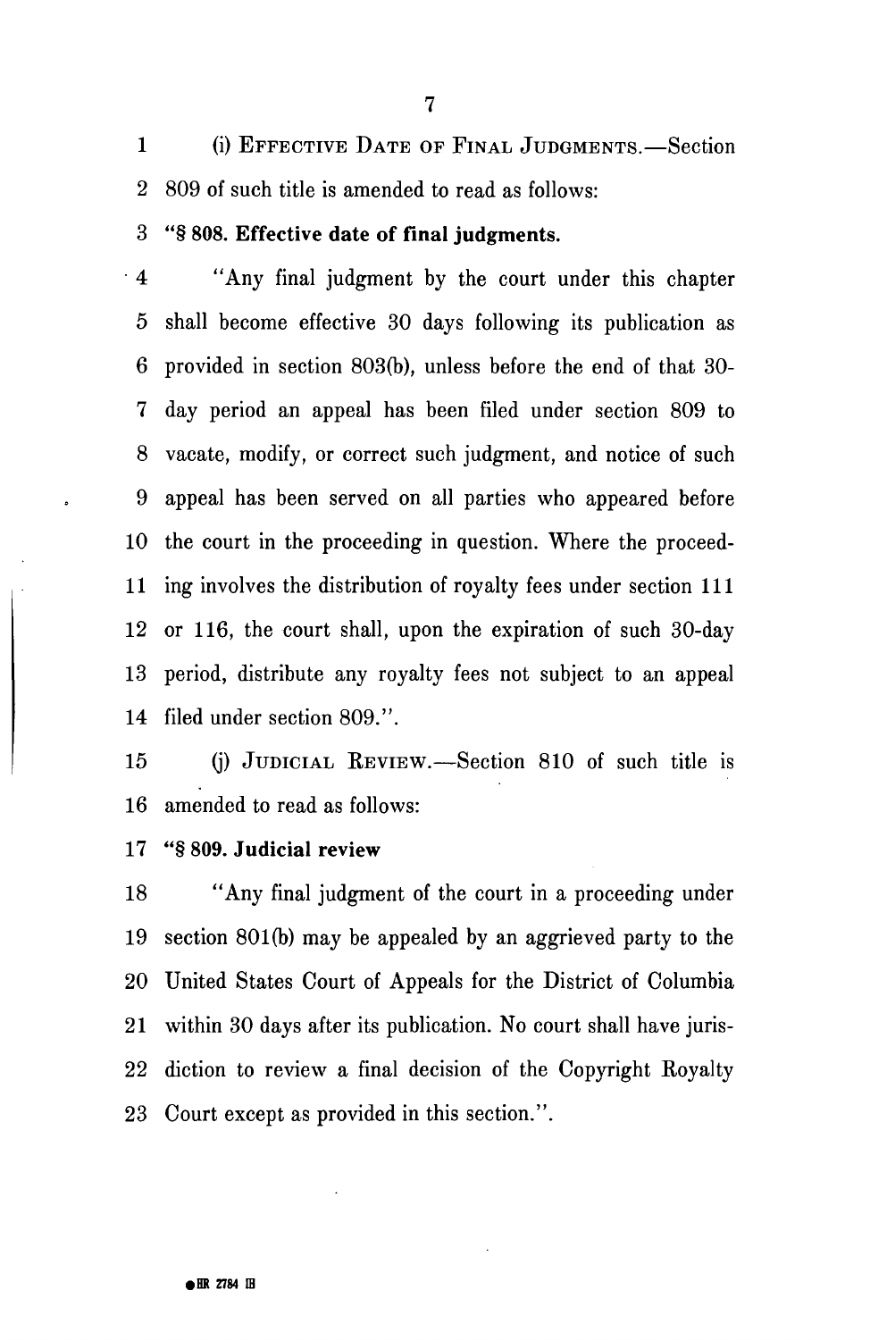(i) EFFECTIVE DATE OF FINAL JUDGMENTS.—Section 809 of such title is amended to read as follows:

**"§ 808. Effective date of final judgments.**

"Any final judgment by the court under this chapter shall become effective 30 days following its publication as provided in section 803(b), unless before the end of that 30-day period an appeal has been filed under section 809 to vacate, modify, or correct such judgment, and notice of such appeal has been served on all parties who appeared before the court in the proceeding in question. Where the proceeding involves the distribution of royalty fees under section 111 or 116, the court shall, upon the expiration of such 30-day period, distribute any royalty fees not subject to an appeal filed under section 809.".

(j) JUDICIAL REVIEW.—Section 810 of such title is amended to read as follows:

**"§ 809. Judicial review**

"Any final judgment of the court in a proceeding under section 801(b) may be appealed by an aggrieved party to the United States Court of Appeals for the District of Columbia within 30 days after its publication. No court shall have jurisdiction to review a final decision of the Copyright Royalty Court except as provided in this section.".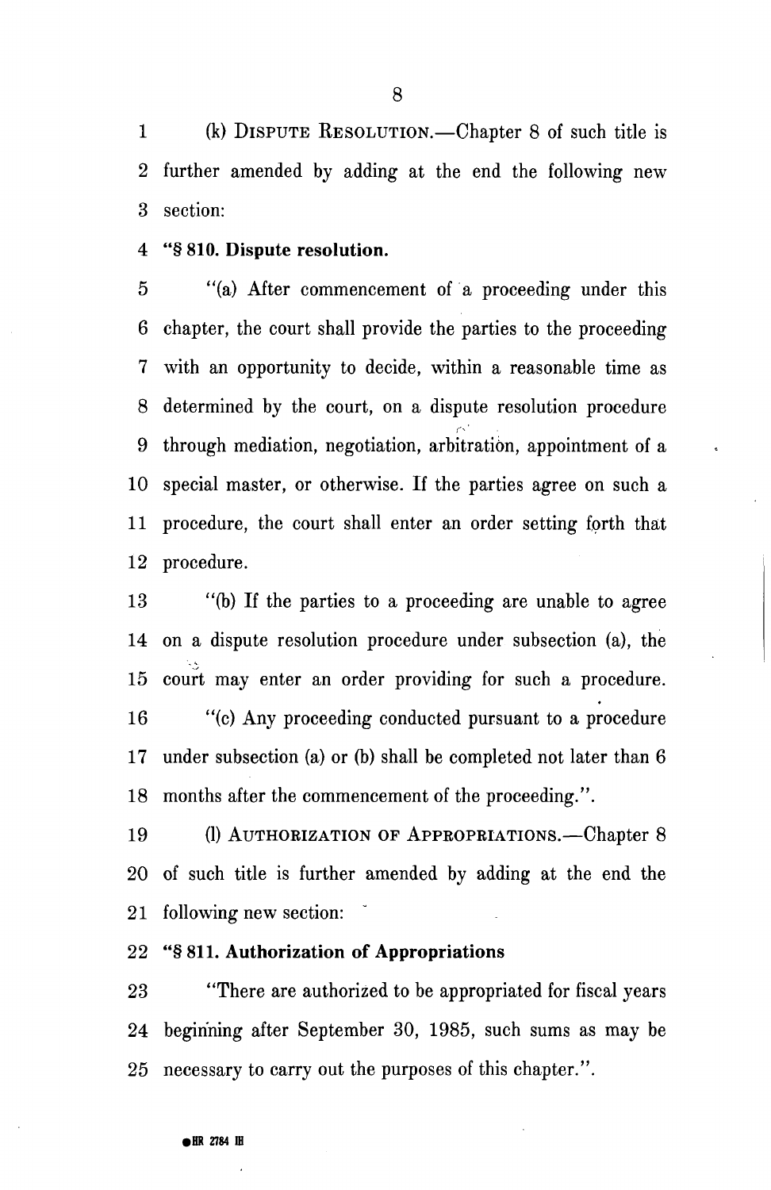(k) DISPUTE RESOLUTION.—Chapter 8 of such title is further amended by adding at the end the following new section:

**"§ 810. Dispute resolution.**

"(a) After commencement of a proceeding under this chapter, the court shall provide the parties to the proceeding with an opportunity to decide, within a reasonable time as determined by the court, on a dispute resolution procedure through mediation, negotiation, arbitration, appointment of a special master, or otherwise. If the parties agree on such a procedure, the court shall enter an order setting forth that procedure.

"(b) If the parties to a proceeding are unable to agree on a dispute resolution procedure under subsection (a), the court may enter an order providing for such a procedure.

"(c) Any proceeding conducted pursuant to a procedure under subsection (a) or (b) shall be completed not later than 6 months after the commencement of the proceeding.".

(l) AUTHORIZATION OF APPROPRIATIONS.—Chapter 8 of such title is further amended by adding at the end the following new section:

**"§ 811. Authorization of Appropriations**

"There are authorized to be appropriated for fiscal years beginning after September 30, 1985, such sums as may be necessary to carry out the purposes of this chapter.".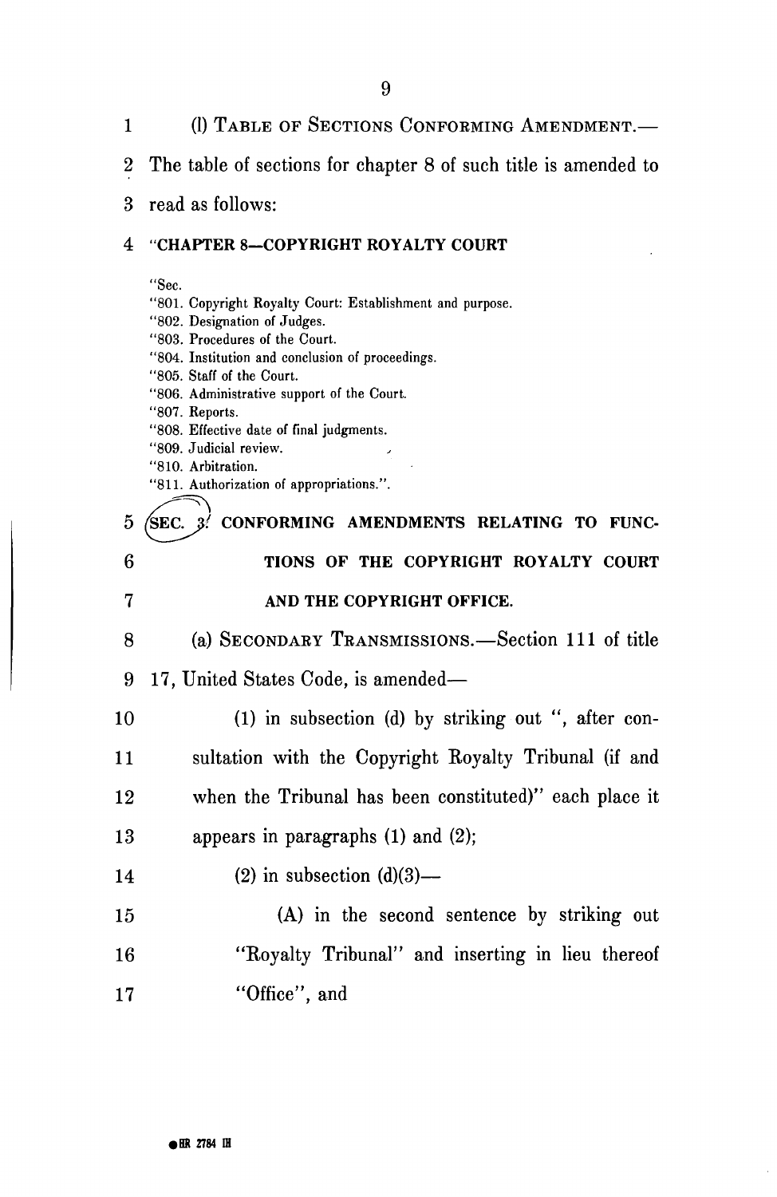(l) TABLE OF SECTIONS CONFORMING AMENDMENT.—The table of sections for chapter 8 of such title is amended to read as follows:

"**CHAPTER 8—COPYRIGHT ROYALTY COURT**

"Sec.
"801. Copyright Royalty Court: Establishment and purpose.
"802. Designation of Judges.
"803. Procedures of the Court.
"804. Institution and conclusion of proceedings.
"805. Staff of the Court.
"806. Administrative support of the Court.
"807. Reports.
"808. Effective date of final judgments.
"809. Judicial review.
"810. Arbitration.
"811. Authorization of appropriations.".

**SEC. 3. CONFORMING AMENDMENTS RELATING TO FUNCTIONS OF THE COPYRIGHT ROYALTY COURT AND THE COPYRIGHT OFFICE.**

(a) SECONDARY TRANSMISSIONS.—Section 111 of title 17, United States Code, is amended—

(1) in subsection (d) by striking out ", after consultation with the Copyright Royalty Tribunal (if and when the Tribunal has been constituted)" each place it appears in paragraphs (1) and (2);

(2) in subsection (d)(3)—

(A) in the second sentence by striking out "Royalty Tribunal" and inserting in lieu thereof "Office", and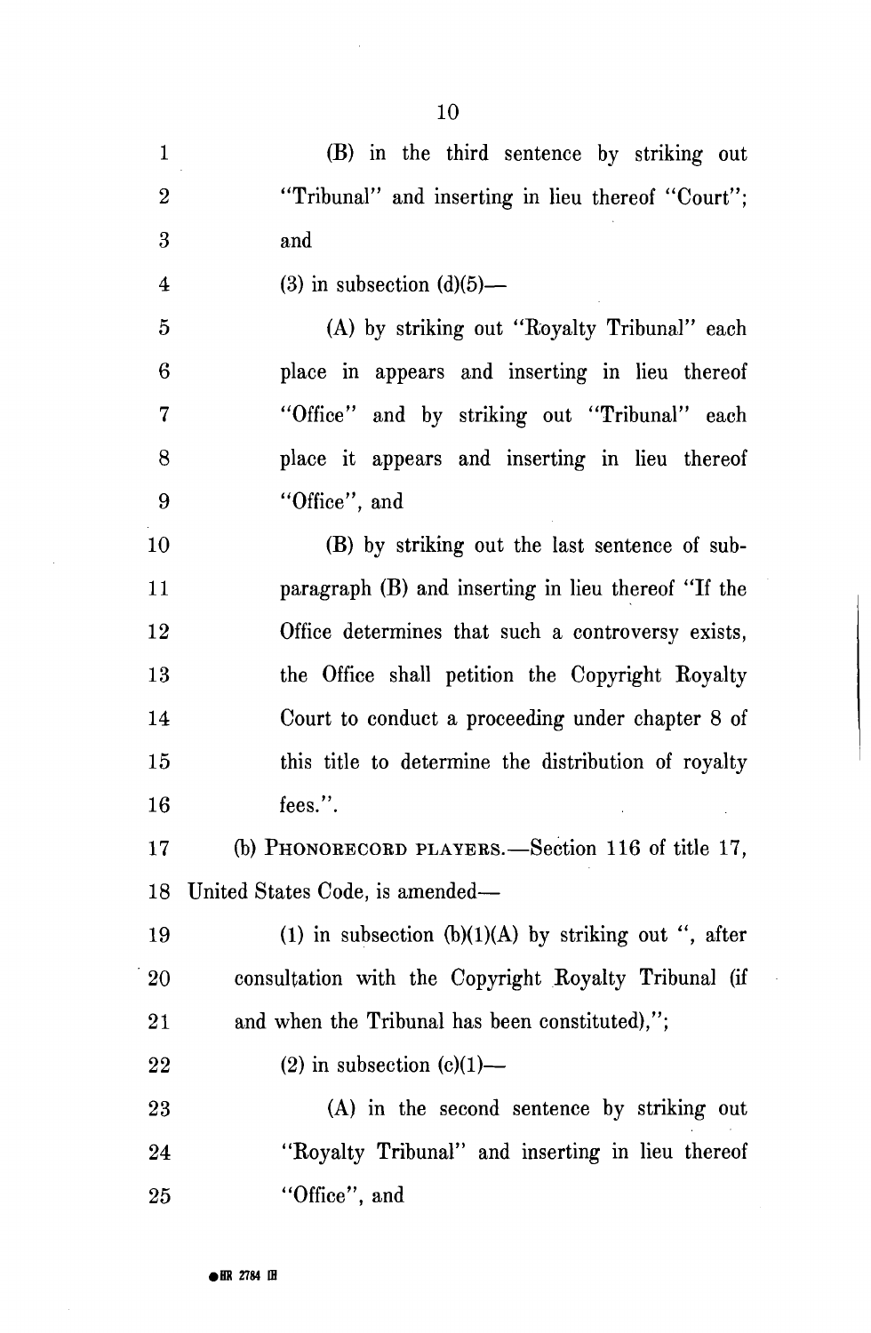(B) in the third sentence by striking out "Tribunal" and inserting in lieu thereof "Court"; and

(3) in subsection (d)(5)—

(A) by striking out "Royalty Tribunal" each place in appears and inserting in lieu thereof "Office" and by striking out "Tribunal" each place it appears and inserting in lieu thereof "Office", and

(B) by striking out the last sentence of subparagraph (B) and inserting in lieu thereof "If the Office determines that such a controversy exists, the Office shall petition the Copyright Royalty Court to conduct a proceeding under chapter 8 of this title to determine the distribution of royalty fees.".

(b) PHONORECORD PLAYERS.—Section 116 of title 17, United States Code, is amended—

(1) in subsection (b)(1)(A) by striking out ", after consultation with the Copyright Royalty Tribunal (if and when the Tribunal has been constituted),";

(2) in subsection (c)(1)—

(A) in the second sentence by striking out "Royalty Tribunal" and inserting in lieu thereof "Office", and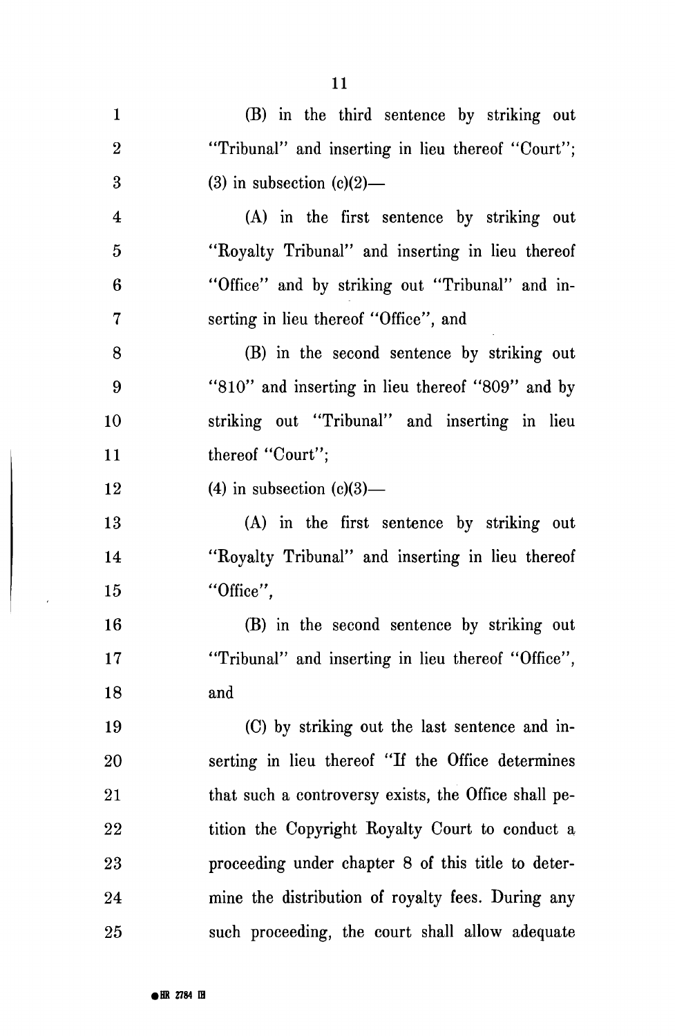(B) in the third sentence by striking out "Tribunal" and inserting in lieu thereof "Court";

(3) in subsection (c)(2)—

(A) in the first sentence by striking out "Royalty Tribunal" and inserting in lieu thereof "Office" and by striking out "Tribunal" and inserting in lieu thereof "Office", and

(B) in the second sentence by striking out "810" and inserting in lieu thereof "809" and by striking out "Tribunal" and inserting in lieu thereof "Court";

(4) in subsection (c)(3)—

(A) in the first sentence by striking out "Royalty Tribunal" and inserting in lieu thereof "Office",

(B) in the second sentence by striking out "Tribunal" and inserting in lieu thereof "Office", and

(C) by striking out the last sentence and inserting in lieu thereof "If the Office determines that such a controversy exists, the Office shall petition the Copyright Royalty Court to conduct a proceeding under chapter 8 of this title to determine the distribution of royalty fees. During any such proceeding, the court shall allow adequate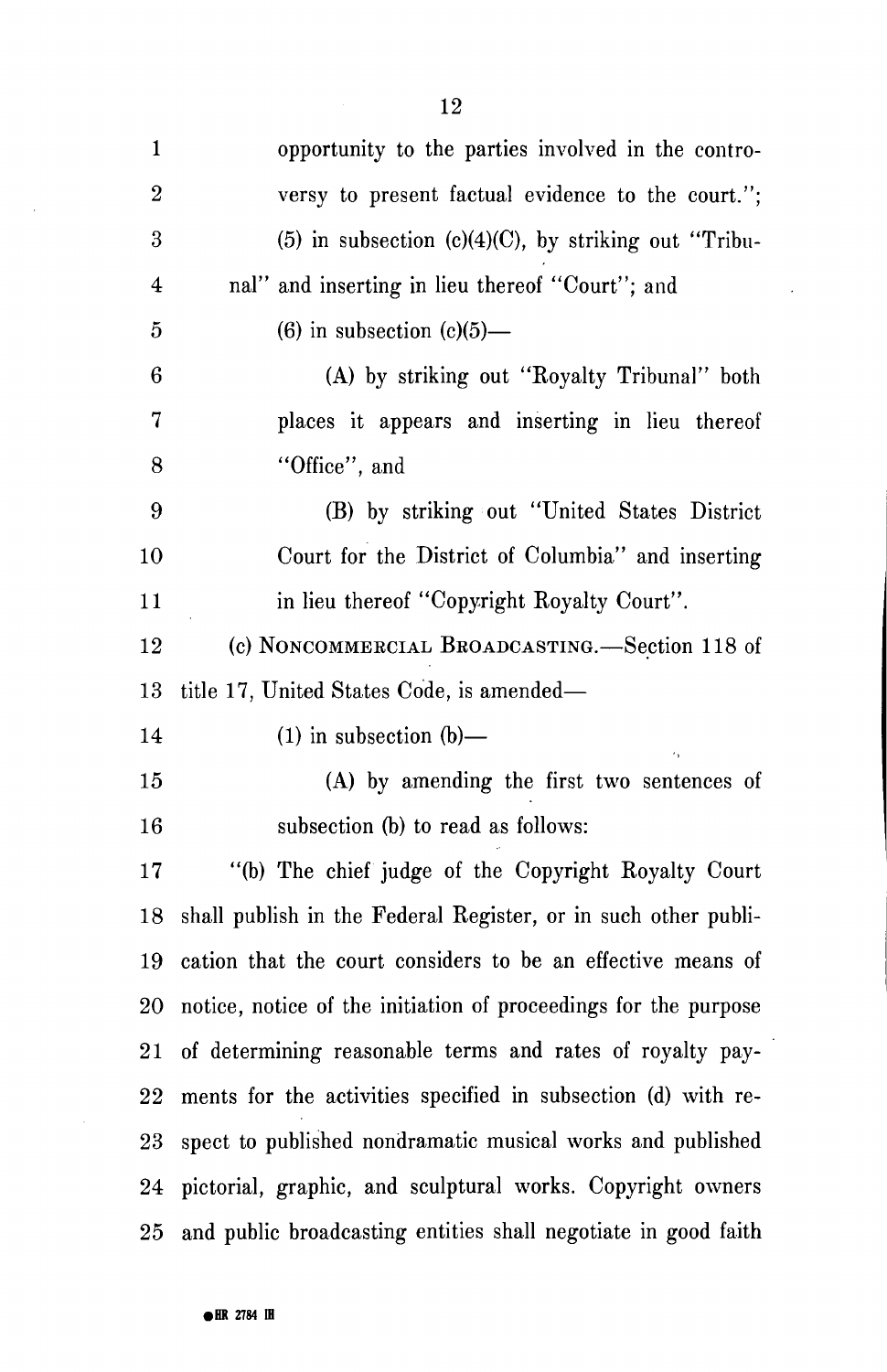opportunity to the parties involved in the controversy to present factual evidence to the court.";

(5) in subsection (c)(4)(C), by striking out "Tribunal" and inserting in lieu thereof "Court"; and

(6) in subsection (c)(5)—

(A) by striking out "Royalty Tribunal" both places it appears and inserting in lieu thereof "Office", and

(B) by striking out "United States District Court for the District of Columbia" and inserting in lieu thereof "Copyright Royalty Court".

(c) NONCOMMERCIAL BROADCASTING.—Section 118 of title 17, United States Code, is amended—

(1) in subsection (b)—

(A) by amending the first two sentences of subsection (b) to read as follows:

"(b) The chief judge of the Copyright Royalty Court shall publish in the Federal Register, or in such other publication that the court considers to be an effective means of notice, notice of the initiation of proceedings for the purpose of determining reasonable terms and rates of royalty payments for the activities specified in subsection (d) with respect to published nondramatic musical works and published pictorial, graphic, and sculptural works. Copyright owners and public broadcasting entities shall negotiate in good faith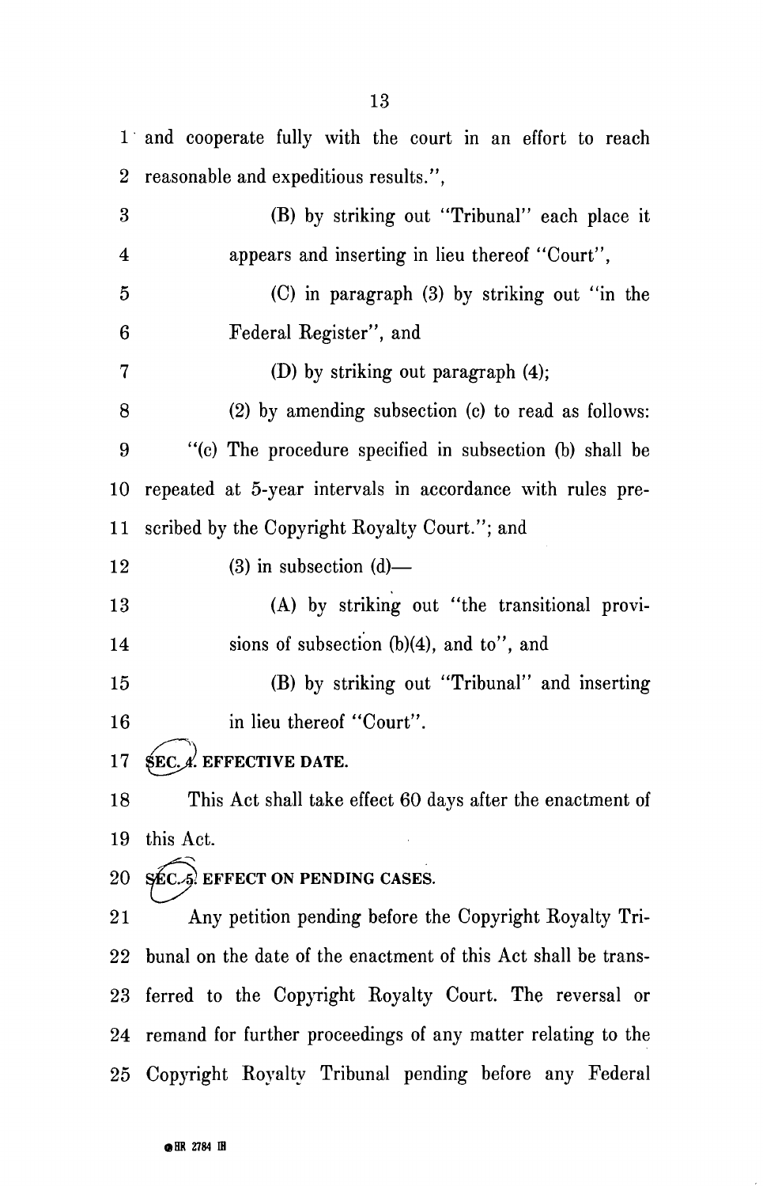and cooperate fully with the court in an effort to reach reasonable and expeditious results.",

(B) by striking out "Tribunal" each place it appears and inserting in lieu thereof "Court",

(C) in paragraph (3) by striking out "in the Federal Register", and

(D) by striking out paragraph (4);

(2) by amending subsection (c) to read as follows:

"(c) The procedure specified in subsection (b) shall be repeated at 5-year intervals in accordance with rules prescribed by the Copyright Royalty Court."; and

(3) in subsection (d)—

(A) by striking out "the transitional provisions of subsection (b)(4), and to", and

(B) by striking out "Tribunal" and inserting in lieu thereof "Court".

**SEC. 4. EFFECTIVE DATE.**

This Act shall take effect 60 days after the enactment of this Act.

**SEC. 5. EFFECT ON PENDING CASES.**

Any petition pending before the Copyright Royalty Tribunal on the date of the enactment of this Act shall be transferred to the Copyright Royalty Court. The reversal or remand for further proceedings of any matter relating to the Copyright Royalty Tribunal pending before any Federal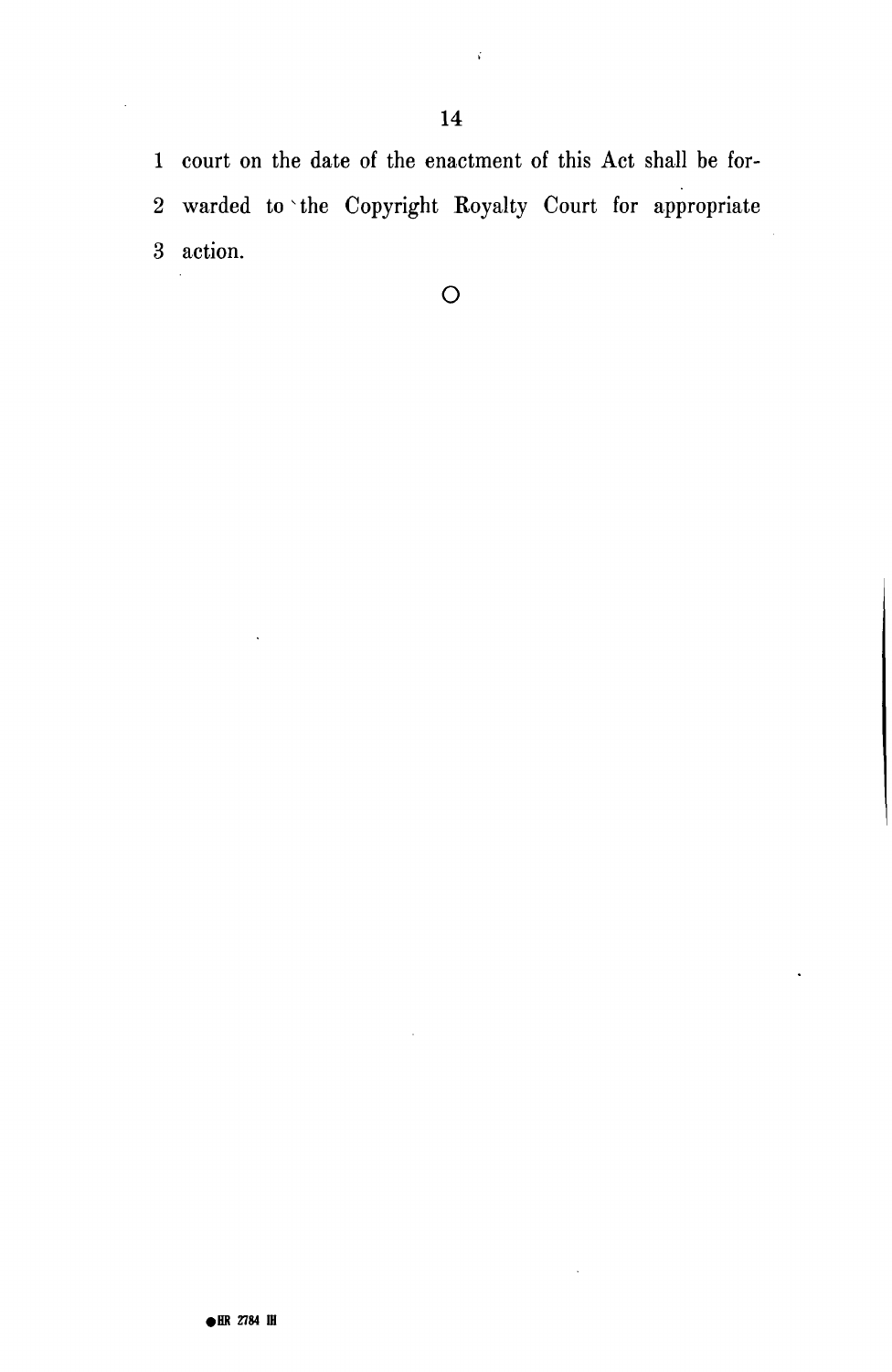court on the date of the enactment of this Act shall be forwarded to the Copyright Royalty Court for appropriate action.

O